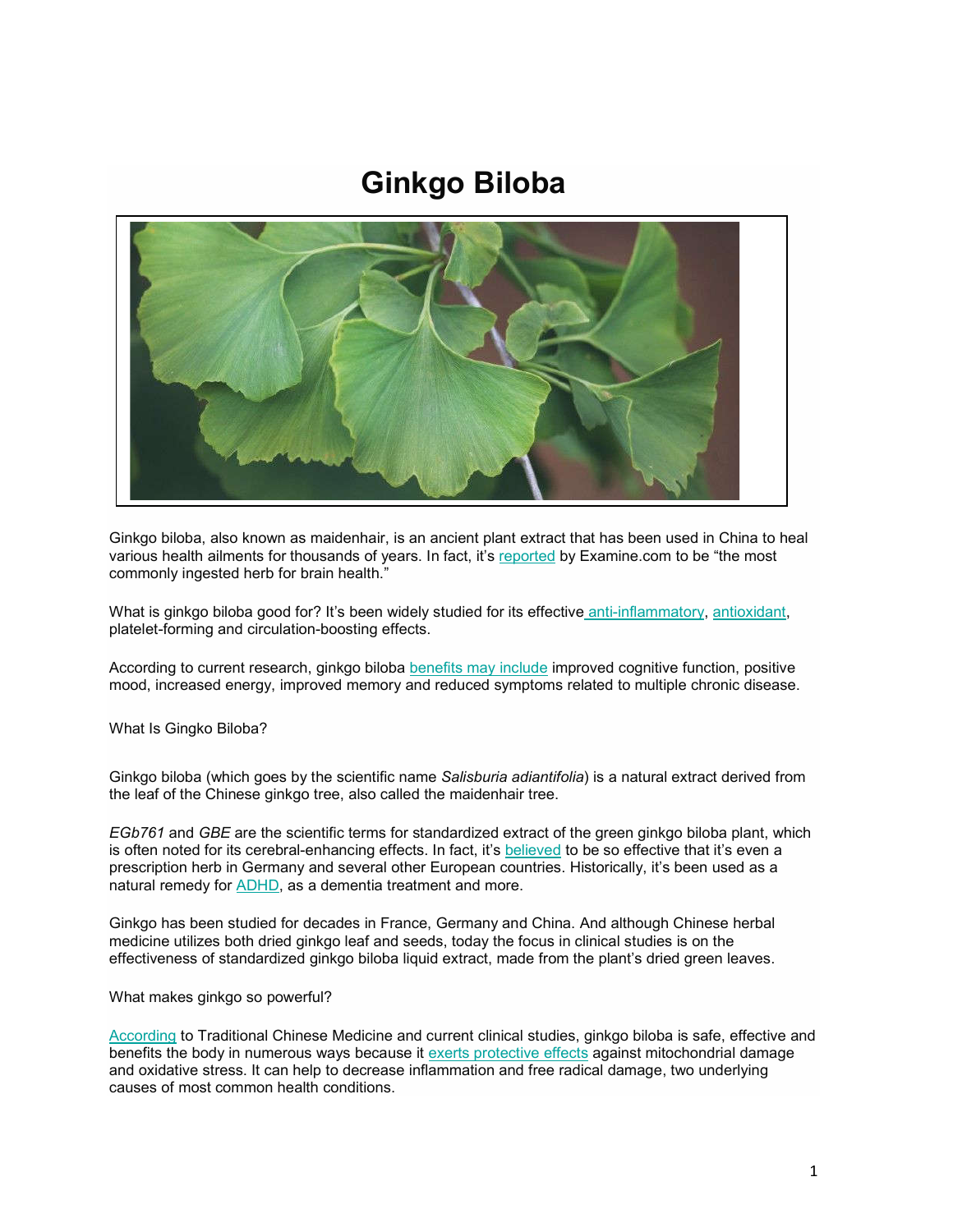# Ginkgo Biloba

Ginkgo biloba, also known as maidenhair, is an ancient plant extract that has been used in China to heal various health ailments for thousands of years. In fact, it's reported by Examine.com to be "the most commonly ingested herb for brain health."

What is ginkgo biloba good for? It's been widely studied for its effective anti-inflammatory, antioxidant, platelet-forming and circulation-boosting effects.

According to current research, ginkgo biloba benefits may include improved cognitive function, positive mood, increased energy, improved memory and reduced symptoms related to multiple chronic disease.

What Is Gingko Biloba?

Ginkgo biloba (which goes by the scientific name *Salisburia adiantifolia*) is a natural extract derived from the leaf of the Chinese ginkgo tree, also called the maidenhair tree.

*EGb761* and *GBE* are the scientific terms for standardized extract of the green ginkgo biloba plant, which is often noted for its cerebral-enhancing effects. In fact, it's believed to be so effective that it's even a prescription herb in Germany and several other European countries. Historically, it's been used as a natural remedy for ADHD, as a dementia treatment and more.

Ginkgo has been studied for decades in France, Germany and China. And although Chinese herbal medicine utilizes both dried ginkgo leaf and seeds, today the focus in clinical studies is on the effectiveness of standardized ginkgo biloba liquid extract, made from the plant's dried green leaves.

What makes ginkgo so powerful?

According to Traditional Chinese Medicine and current clinical studies, ginkgo biloba is safe, effective and benefits the body in numerous ways because it exerts protective effects against mitochondrial damage and oxidative stress. It can help to decrease inflammation and free radical damage, two underlying causes of most common health conditions.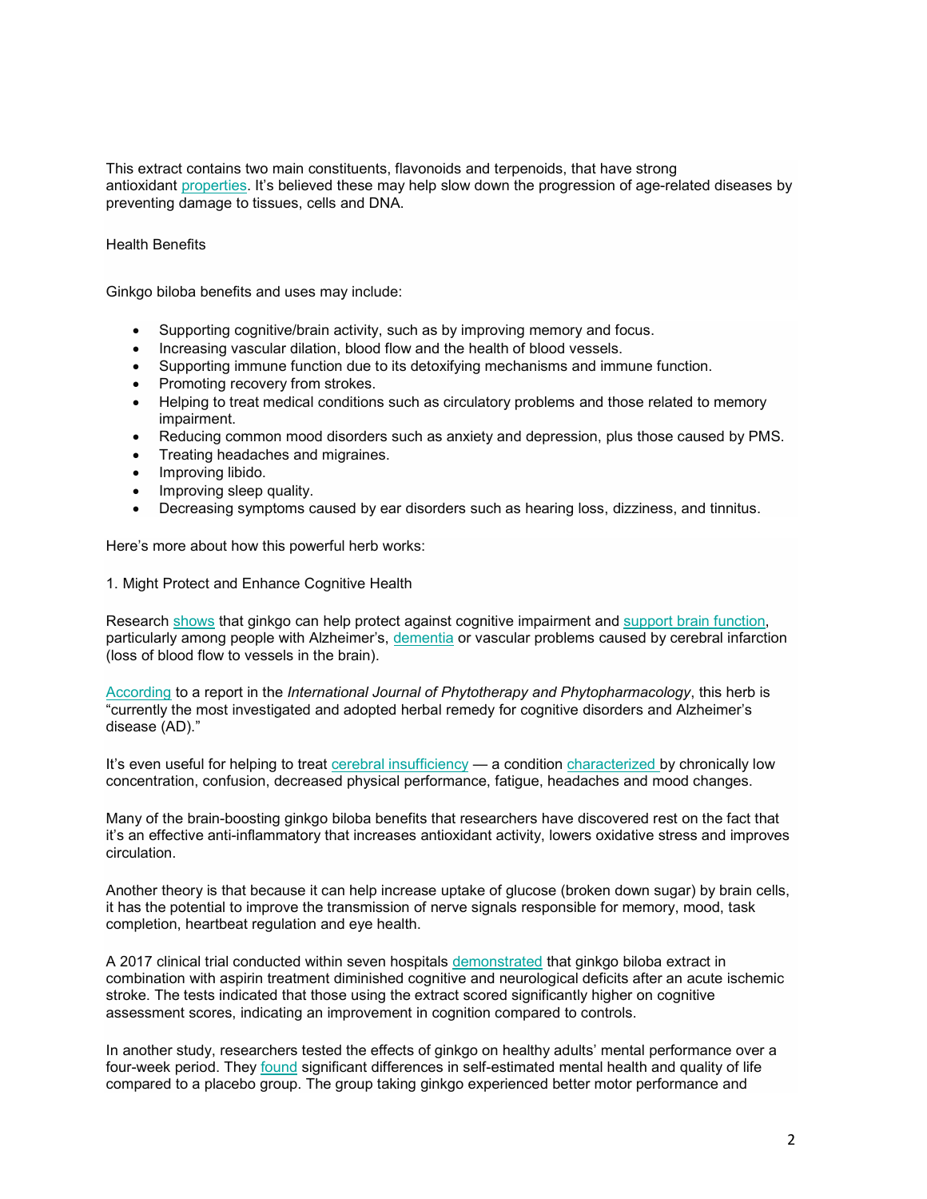This extract contains two main constituents, flavonoids and terpenoids, that have strong antioxidant properties. It's believed these may help slow down the progression of age-related diseases by preventing damage to tissues, cells and DNA.

## Health Benefits

Ginkgo biloba benefits and uses may include:

- Supporting cognitive/brain activity, such as by improving memory and focus.
- Increasing vascular dilation, blood flow and the health of blood vessels.
- Supporting immune function due to its detoxifying mechanisms and immune function.
- Promoting recovery from strokes.
- Helping to treat medical conditions such as circulatory problems and those related to memory impairment.
- Reducing common mood disorders such as anxiety and depression, plus those caused by PMS.
- Treating headaches and migraines.
- Improving libido.
- Improving sleep quality.
- Decreasing symptoms caused by ear disorders such as hearing loss, dizziness, and tinnitus.

Here's more about how this powerful herb works:

### 1. Might Protect and Enhance Cognitive Health

Research shows that ginkgo can help protect against cognitive impairment and support brain function, particularly among people with Alzheimer's, dementia or vascular problems caused by cerebral infarction (loss of blood flow to vessels in the brain).

According to a report in the *International Journal of Phytotherapy and Phytopharmacology*, this herb is "currently the most investigated and adopted herbal remedy for cognitive disorders and Alzheimer's disease (AD)."

It's even useful for helping to treat cerebral insufficiency — a condition characterized by chronically low concentration, confusion, decreased physical performance, fatigue, headaches and mood changes.

Many of the brain-boosting ginkgo biloba benefits that researchers have discovered rest on the fact that it's an effective anti-inflammatory that increases antioxidant activity, lowers oxidative stress and improves circulation.

Another theory is that because it can help increase uptake of glucose (broken down sugar) by brain cells, it has the potential to improve the transmission of nerve signals responsible for memory, mood, task completion, heartbeat regulation and eye health.

A 2017 clinical trial conducted within seven hospitals demonstrated that ginkgo biloba extract in combination with aspirin treatment diminished cognitive and neurological deficits after an acute ischemic stroke. The tests indicated that those using the extract scored significantly higher on cognitive assessment scores, indicating an improvement in cognition compared to controls.

In another study, researchers tested the effects of ginkgo on healthy adults' mental performance over a four-week period. They found significant differences in self-estimated mental health and quality of life compared to a placebo group. The group taking ginkgo experienced better motor performance and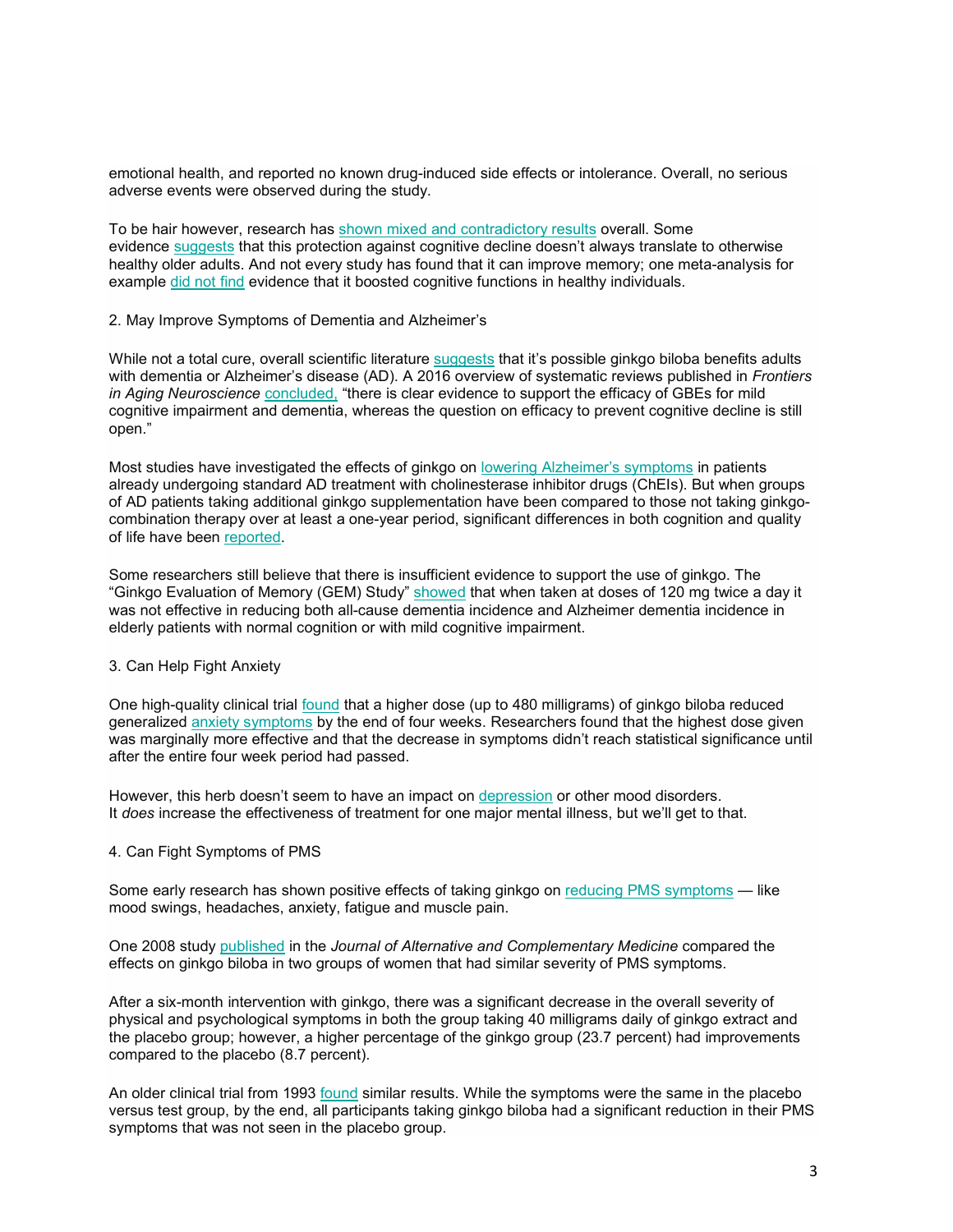emotional health, and reported no known drug-induced side effects or intolerance. Overall, no serious adverse events were observed during the study.

To be hair however, research has shown mixed and contradictory results overall. Some evidence suggests that this protection against cognitive decline doesn't always translate to otherwise healthy older adults. And not every study has found that it can improve memory; one meta-analysis for example did not find evidence that it boosted cognitive functions in healthy individuals.

2. May Improve Symptoms of Dementia and Alzheimer's

While not a total cure, overall scientific literature suggests that it's possible ginkgo biloba benefits adults with dementia or Alzheimer's disease (AD). A 2016 overview of systematic reviews published in *Frontiers in Aging Neuroscience* concluded, "there is clear evidence to support the efficacy of GBEs for mild cognitive impairment and dementia, whereas the question on efficacy to prevent cognitive decline is still open."

Most studies have investigated the effects of ginkgo on lowering Alzheimer's symptoms in patients already undergoing standard AD treatment with cholinesterase inhibitor drugs (ChEIs). But when groups of AD patients taking additional ginkgo supplementation have been compared to those not taking ginkgo-combination therapy over at least a one-year period, significant differences in both cognition and quality of life have been reported.

Some researchers still believe that there is insufficient evidence to support the use of ginkgo. The "Ginkgo Evaluation of Memory (GEM) Study" showed that when taken at doses of 120 mg twice a day it was not effective in reducing both all-cause dementia incidence and Alzheimer dementia incidence in elderly patients with normal cognition or with mild cognitive impairment.

3. Can Help Fight Anxiety

One high-quality clinical trial found that a higher dose (up to 480 milligrams) of ginkgo biloba reduced generalized anxiety symptoms by the end of four weeks. Researchers found that the highest dose given was marginally more effective and that the decrease in symptoms didn't reach statistical significance until after the entire four week period had passed.

However, this herb doesn't seem to have an impact on depression or other mood disorders. It *does* increase the effectiveness of treatment for one major mental illness, but we'll get to that.

4. Can Fight Symptoms of PMS

Some early research has shown positive effects of taking ginkgo on reducing PMS symptoms — like mood swings, headaches, anxiety, fatigue and muscle pain.

One 2008 study published in the *Journal of Alternative and Complementary Medicine* compared the effects on ginkgo biloba in two groups of women that had similar severity of PMS symptoms.

After a six-month intervention with ginkgo, there was a significant decrease in the overall severity of physical and psychological symptoms in both the group taking 40 milligrams daily of ginkgo extract and the placebo group; however, a higher percentage of the ginkgo group (23.7 percent) had improvements compared to the placebo (8.7 percent).

An older clinical trial from 1993 found similar results. While the symptoms were the same in the placebo versus test group, by the end, all participants taking ginkgo biloba had a significant reduction in their PMS symptoms that was not seen in the placebo group.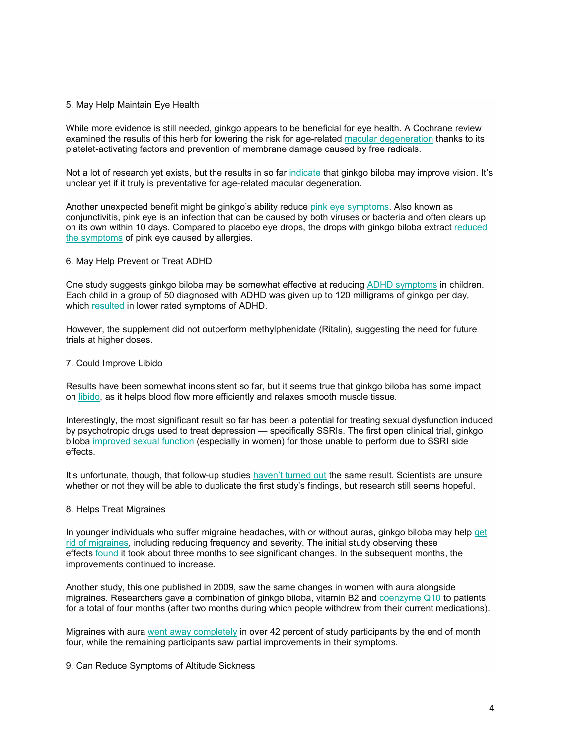## 5. May Help Maintain Eye Health

While more evidence is still needed, ginkgo appears to be beneficial for eye health. A Cochrane review examined the results of this herb for lowering the risk for age-related macular degeneration thanks to its platelet-activating factors and prevention of membrane damage caused by free radicals.

Not a lot of research yet exists, but the results in so far indicate that ginkgo biloba may improve vision. It's unclear yet if it truly is preventative for age-related macular degeneration.

Another unexpected benefit might be ginkgo's ability reduce pink eye symptoms. Also known as conjunctivitis, pink eye is an infection that can be caused by both viruses or bacteria and often clears up on its own within 10 days. Compared to placebo eye drops, the drops with ginkgo biloba extract reduced the symptoms of pink eye caused by allergies.

## 6. May Help Prevent or Treat ADHD

One study suggests ginkgo biloba may be somewhat effective at reducing ADHD symptoms in children. Each child in a group of 50 diagnosed with ADHD was given up to 120 milligrams of ginkgo per day, which resulted in lower rated symptoms of ADHD.

However, the supplement did not outperform methylphenidate (Ritalin), suggesting the need for future trials at higher doses.

## 7. Could Improve Libido

Results have been somewhat inconsistent so far, but it seems true that ginkgo biloba has some impact on libido, as it helps blood flow more efficiently and relaxes smooth muscle tissue.

Interestingly, the most significant result so far has been a potential for treating sexual dysfunction induced by psychotropic drugs used to treat depression — specifically SSRIs. The first open clinical trial, ginkgo biloba improved sexual function (especially in women) for those unable to perform due to SSRI side effects.

It's unfortunate, though, that follow-up studies haven't turned out the same result. Scientists are unsure whether or not they will be able to duplicate the first study's findings, but research still seems hopeful.

## 8. Helps Treat Migraines

In younger individuals who suffer migraine headaches, with or without auras, ginkgo biloba may help get rid of migraines, including reducing frequency and severity. The initial study observing these effects found it took about three months to see significant changes. In the subsequent months, the improvements continued to increase.

Another study, this one published in 2009, saw the same changes in women with aura alongside migraines. Researchers gave a combination of ginkgo biloba, vitamin B2 and coenzyme Q10 to patients for a total of four months (after two months during which people withdrew from their current medications).

Migraines with aura went away completely in over 42 percent of study participants by the end of month four, while the remaining participants saw partial improvements in their symptoms.

## 9. Can Reduce Symptoms of Altitude Sickness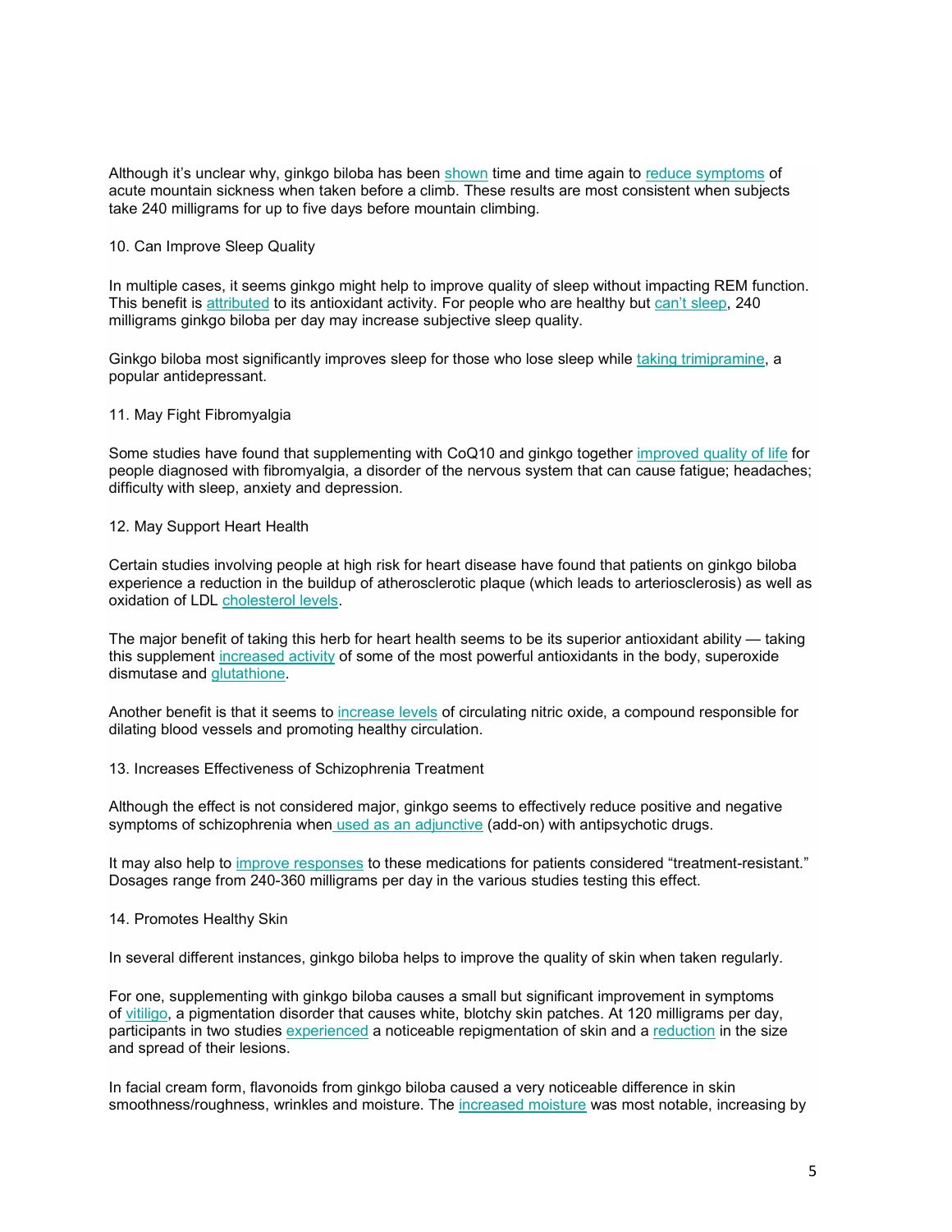Although it's unclear why, ginkgo biloba has been shown time and time again to reduce symptoms of acute mountain sickness when taken before a climb. These results are most consistent when subjects take 240 milligrams for up to five days before mountain climbing.

## 10. Can Improve Sleep Quality

In multiple cases, it seems ginkgo might help to improve quality of sleep without impacting REM function. This benefit is attributed to its antioxidant activity. For people who are healthy but can't sleep, 240 milligrams ginkgo biloba per day may increase subjective sleep quality.

Ginkgo biloba most significantly improves sleep for those who lose sleep while taking trimipramine, a popular antidepressant.

## 11. May Fight Fibromyalgia

Some studies have found that supplementing with CoQ10 and ginkgo together improved quality of life for people diagnosed with fibromyalgia, a disorder of the nervous system that can cause fatigue; headaches; difficulty with sleep, anxiety and depression.

## 12. May Support Heart Health

Certain studies involving people at high risk for heart disease have found that patients on ginkgo biloba experience a reduction in the buildup of atherosclerotic plaque (which leads to arteriosclerosis) as well as oxidation of LDL cholesterol levels.

The major benefit of taking this herb for heart health seems to be its superior antioxidant ability — taking this supplement increased activity of some of the most powerful antioxidants in the body, superoxide dismutase and glutathione.

Another benefit is that it seems to increase levels of circulating nitric oxide, a compound responsible for dilating blood vessels and promoting healthy circulation.

## 13. Increases Effectiveness of Schizophrenia Treatment

Although the effect is not considered major, ginkgo seems to effectively reduce positive and negative symptoms of schizophrenia when used as an adjunctive (add-on) with antipsychotic drugs.

It may also help to improve responses to these medications for patients considered "treatment-resistant." Dosages range from 240-360 milligrams per day in the various studies testing this effect.

## 14. Promotes Healthy Skin

In several different instances, ginkgo biloba helps to improve the quality of skin when taken regularly.

For one, supplementing with ginkgo biloba causes a small but significant improvement in symptoms of vitiligo, a pigmentation disorder that causes white, blotchy skin patches. At 120 milligrams per day, participants in two studies experienced a noticeable repigmentation of skin and a reduction in the size and spread of their lesions.

In facial cream form, flavonoids from ginkgo biloba caused a very noticeable difference in skin smoothness/roughness, wrinkles and moisture. The increased moisture was most notable, increasing by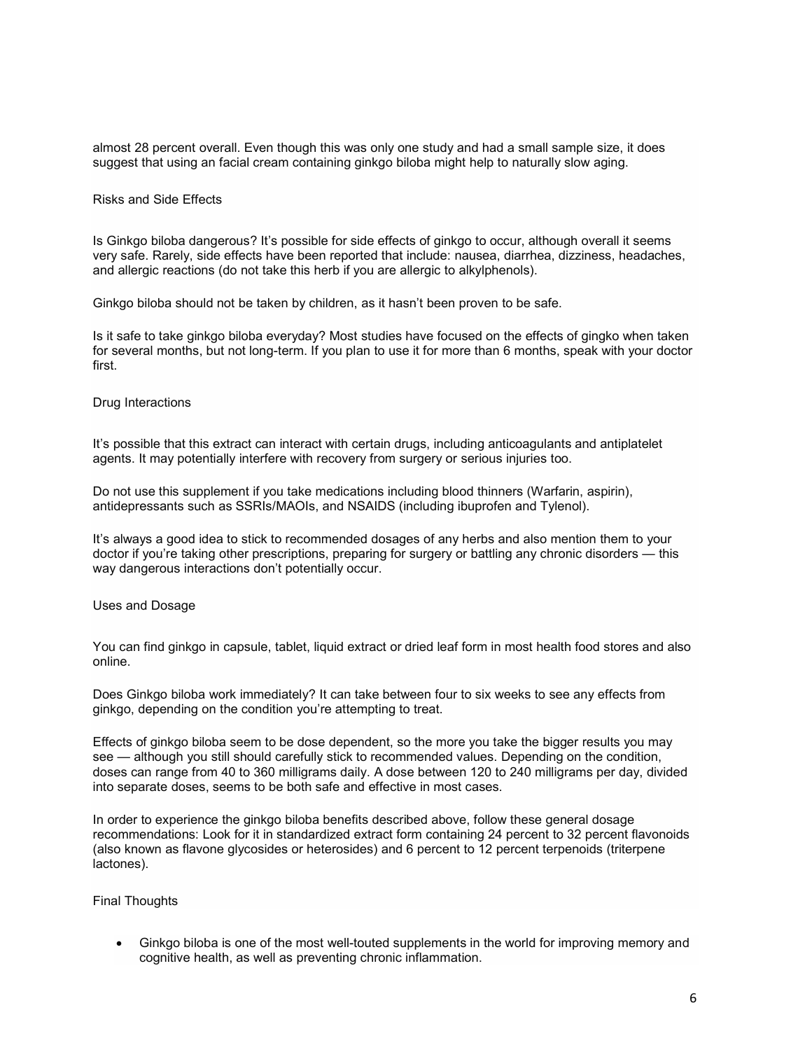almost 28 percent overall. Even though this was only one study and had a small sample size, it does suggest that using an facial cream containing ginkgo biloba might help to naturally slow aging.

## Risks and Side Effects

Is Ginkgo biloba dangerous? It's possible for side effects of ginkgo to occur, although overall it seems very safe. Rarely, side effects have been reported that include: nausea, diarrhea, dizziness, headaches, and allergic reactions (do not take this herb if you are allergic to alkylphenols).

Ginkgo biloba should not be taken by children, as it hasn't been proven to be safe.

Is it safe to take ginkgo biloba everyday? Most studies have focused on the effects of gingko when taken for several months, but not long-term. If you plan to use it for more than 6 months, speak with your doctor first.

## Drug Interactions

It's possible that this extract can interact with certain drugs, including anticoagulants and antiplatelet agents. It may potentially interfere with recovery from surgery or serious injuries too.

Do not use this supplement if you take medications including blood thinners (Warfarin, aspirin), antidepressants such as SSRIs/MAOIs, and NSAIDS (including ibuprofen and Tylenol).

It's always a good idea to stick to recommended dosages of any herbs and also mention them to your doctor if you're taking other prescriptions, preparing for surgery or battling any chronic disorders — this way dangerous interactions don't potentially occur.

## Uses and Dosage

You can find ginkgo in capsule, tablet, liquid extract or dried leaf form in most health food stores and also online.

Does Ginkgo biloba work immediately? It can take between four to six weeks to see any effects from ginkgo, depending on the condition you're attempting to treat.

Effects of ginkgo biloba seem to be dose dependent, so the more you take the bigger results you may see — although you still should carefully stick to recommended values. Depending on the condition, doses can range from 40 to 360 milligrams daily. A dose between 120 to 240 milligrams per day, divided into separate doses, seems to be both safe and effective in most cases.

In order to experience the ginkgo biloba benefits described above, follow these general dosage recommendations: Look for it in standardized extract form containing 24 percent to 32 percent flavonoids (also known as flavone glycosides or heterosides) and 6 percent to 12 percent terpenoids (triterpene lactones).

## Final Thoughts

- Ginkgo biloba is one of the most well-touted supplements in the world for improving memory and cognitive health, as well as preventing chronic inflammation.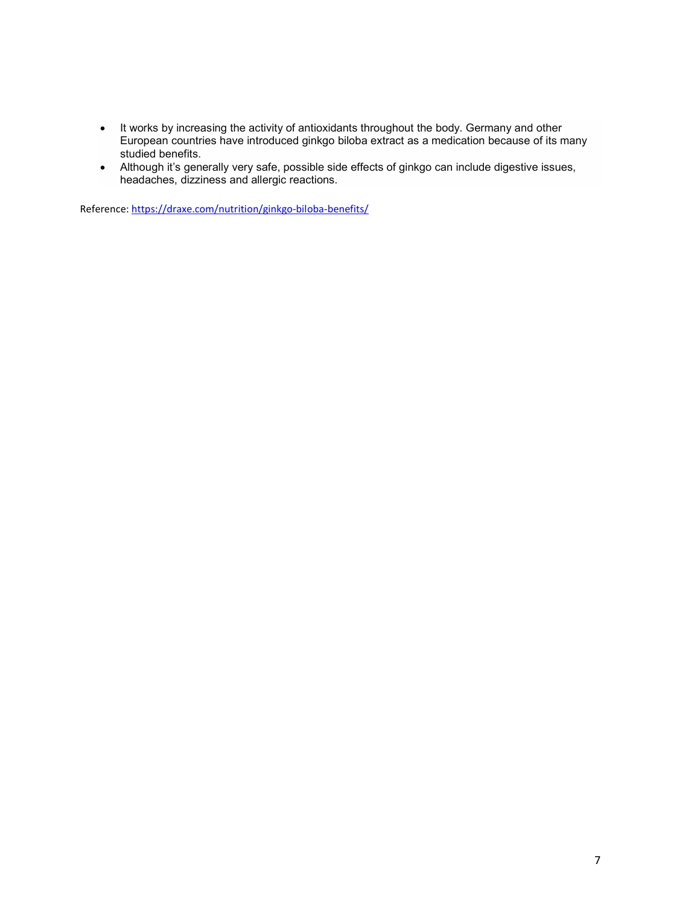- It works by increasing the activity of antioxidants throughout the body. Germany and other European countries have introduced ginkgo biloba extract as a medication because of its many studied benefits.
- Although it's generally very safe, possible side effects of ginkgo can include digestive issues, headaches, dizziness and allergic reactions.

Reference: [https://draxe.com/nutrition/ginkgo-biloba-benefits/](https://draxe.com/nutrition/ginkgo-biloba-benefits/)